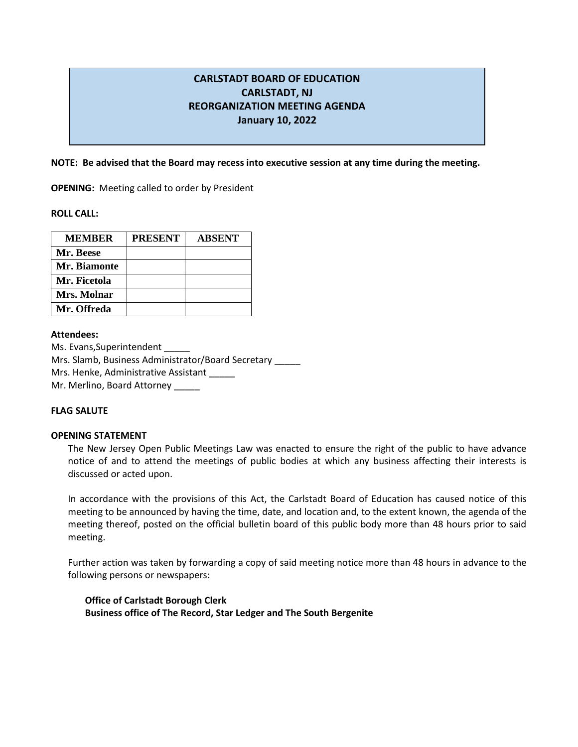# CARLSTADT BOARD OF EDUCATION
## CARLSTADT, NJ
## REORGANIZATION MEETING AGENDA
## January 10, 2022

**NOTE: Be advised that the Board may recess into executive session at any time during the meeting.**

**OPENING:** Meeting called to order by President

**ROLL CALL:**

| MEMBER | PRESENT | ABSENT |
|---|---|---|
| Mr. Beese | | |
| Mr. Biamonte | | |
| Mr. Ficetola | | |
| Mrs. Molnar | | |
| Mr. Offreda | | |

**Attendees:**
Ms. Evans,Superintendent _____
Mrs. Slamb, Business Administrator/Board Secretary _____
Mrs. Henke, Administrative Assistant _____
Mr. Merlino, Board Attorney _____

**FLAG SALUTE**

**OPENING STATEMENT**

The New Jersey Open Public Meetings Law was enacted to ensure the right of the public to have advance notice of and to attend the meetings of public bodies at which any business affecting their interests is discussed or acted upon.

In accordance with the provisions of this Act, the Carlstadt Board of Education has caused notice of this meeting to be announced by having the time, date, and location and, to the extent known, the agenda of the meeting thereof, posted on the official bulletin board of this public body more than 48 hours prior to said meeting.

Further action was taken by forwarding a copy of said meeting notice more than 48 hours in advance to the following persons or newspapers:

**Office of Carlstadt Borough Clerk**
**Business office of The Record, Star Ledger and The South Bergenite**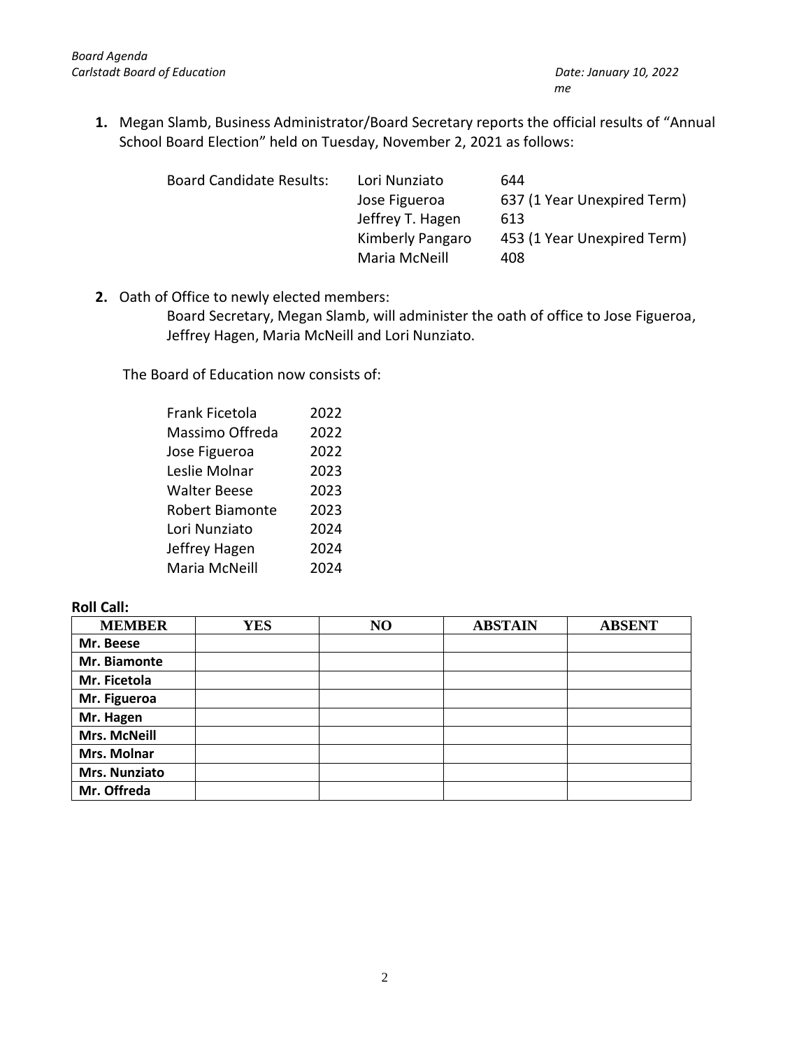1. Megan Slamb, Business Administrator/Board Secretary reports the official results of "Annual School Board Election" held on Tuesday, November 2, 2021 as follows:

| Board Candidate Results: | | |
|---|---|---|
| | Lori Nunziato | 644 |
| | Jose Figueroa | 637 (1 Year Unexpired Term) |
| | Jeffrey T. Hagen | 613 |
| | Kimberly Pangaro | 453 (1 Year Unexpired Term) |
| | Maria McNeill | 408 |

2. Oath of Office to newly elected members:
   Board Secretary, Megan Slamb, will administer the oath of office to Jose Figueroa, Jeffrey Hagen, Maria McNeill and Lori Nunziato.

The Board of Education now consists of:

| | |
|---|---|
| Frank Ficetola | 2022 |
| Massimo Offreda | 2022 |
| Jose Figueroa | 2022 |
| Leslie Molnar | 2023 |
| Walter Beese | 2023 |
| Robert Biamonte | 2023 |
| Lori Nunziato | 2024 |
| Jeffrey Hagen | 2024 |
| Maria McNeill | 2024 |

**Roll Call:**

| MEMBER | YES | NO | ABSTAIN | ABSENT |
|---|---|---|---|---|
| **Mr. Beese** | | | | |
| **Mr. Biamonte** | | | | |
| **Mr. Ficetola** | | | | |
| **Mr. Figueroa** | | | | |
| **Mr. Hagen** | | | | |
| **Mrs. McNeill** | | | | |
| **Mrs. Molnar** | | | | |
| **Mrs. Nunziato** | | | | |
| **Mr. Offreda** | | | | |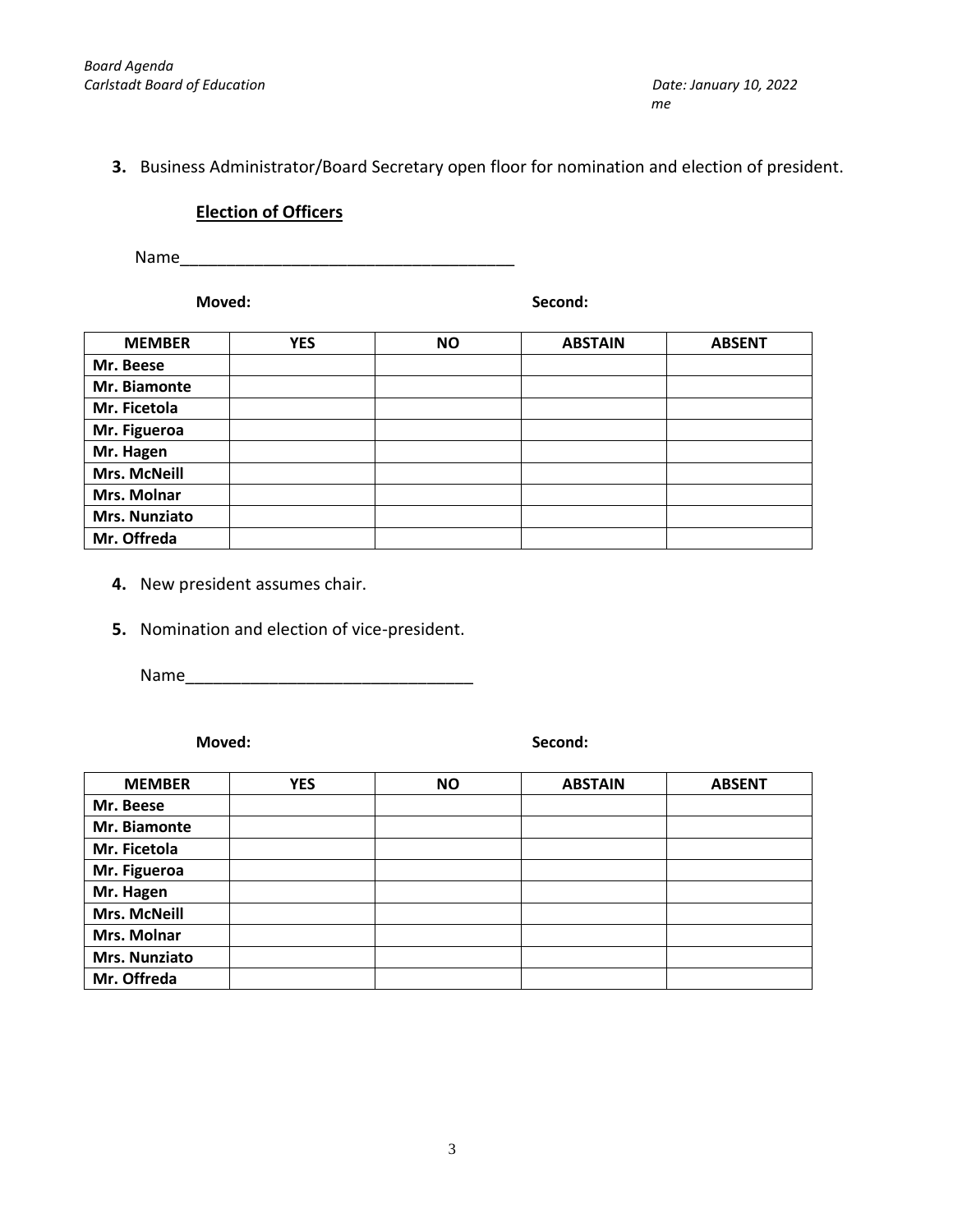**3.** Business Administrator/Board Secretary open floor for nomination and election of president.

**Election of Officers**

Name_____________________________________

**Moved:** **Second:**

| MEMBER | YES | NO | ABSTAIN | ABSENT |
|---|---|---|---|---|
| Mr. Beese | | | | |
| Mr. Biamonte | | | | |
| Mr. Ficetola | | | | |
| Mr. Figueroa | | | | |
| Mr. Hagen | | | | |
| Mrs. McNeill | | | | |
| Mrs. Molnar | | | | |
| Mrs. Nunziato | | | | |
| Mr. Offreda | | | | |

**4.** New president assumes chair.

**5.** Nomination and election of vice-president.

Name________________________________

**Moved:** **Second:**

| MEMBER | YES | NO | ABSTAIN | ABSENT |
|---|---|---|---|---|
| Mr. Beese | | | | |
| Mr. Biamonte | | | | |
| Mr. Ficetola | | | | |
| Mr. Figueroa | | | | |
| Mr. Hagen | | | | |
| Mrs. McNeill | | | | |
| Mrs. Molnar | | | | |
| Mrs. Nunziato | | | | |
| Mr. Offreda | | | | |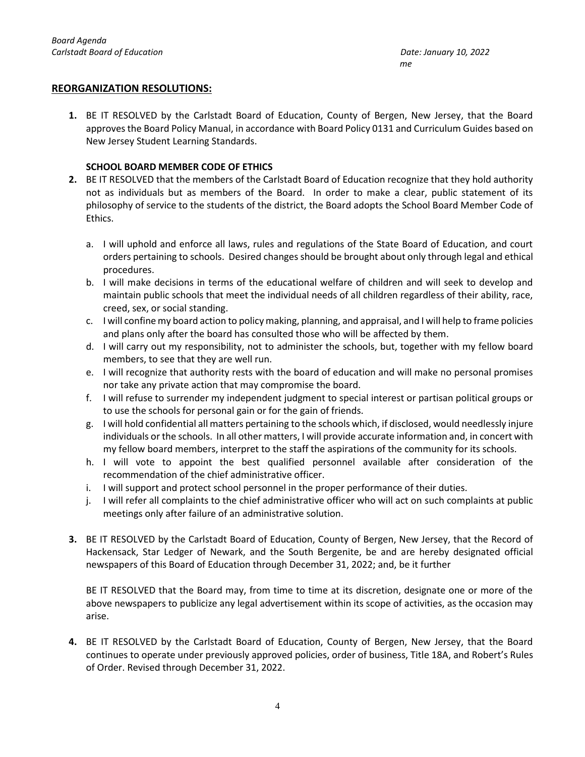## REORGANIZATION RESOLUTIONS:

1. BE IT RESOLVED by the Carlstadt Board of Education, County of Bergen, New Jersey, that the Board approves the Board Policy Manual, in accordance with Board Policy 0131 and Curriculum Guides based on New Jersey Student Learning Standards.

   **SCHOOL BOARD MEMBER CODE OF ETHICS**

2. BE IT RESOLVED that the members of the Carlstadt Board of Education recognize that they hold authority not as individuals but as members of the Board. In order to make a clear, public statement of its philosophy of service to the students of the district, the Board adopts the School Board Member Code of Ethics.

   a. I will uphold and enforce all laws, rules and regulations of the State Board of Education, and court orders pertaining to schools. Desired changes should be brought about only through legal and ethical procedures.
   b. I will make decisions in terms of the educational welfare of children and will seek to develop and maintain public schools that meet the individual needs of all children regardless of their ability, race, creed, sex, or social standing.
   c. I will confine my board action to policy making, planning, and appraisal, and I will help to frame policies and plans only after the board has consulted those who will be affected by them.
   d. I will carry out my responsibility, not to administer the schools, but, together with my fellow board members, to see that they are well run.
   e. I will recognize that authority rests with the board of education and will make no personal promises nor take any private action that may compromise the board.
   f. I will refuse to surrender my independent judgment to special interest or partisan political groups or to use the schools for personal gain or for the gain of friends.
   g. I will hold confidential all matters pertaining to the schools which, if disclosed, would needlessly injure individuals or the schools. In all other matters, I will provide accurate information and, in concert with my fellow board members, interpret to the staff the aspirations of the community for its schools.
   h. I will vote to appoint the best qualified personnel available after consideration of the recommendation of the chief administrative officer.
   i. I will support and protect school personnel in the proper performance of their duties.
   j. I will refer all complaints to the chief administrative officer who will act on such complaints at public meetings only after failure of an administrative solution.

3. BE IT RESOLVED by the Carlstadt Board of Education, County of Bergen, New Jersey, that the Record of Hackensack, Star Ledger of Newark, and the South Bergenite, be and are hereby designated official newspapers of this Board of Education through December 31, 2022; and, be it further

   BE IT RESOLVED that the Board may, from time to time at its discretion, designate one or more of the above newspapers to publicize any legal advertisement within its scope of activities, as the occasion may arise.

4. BE IT RESOLVED by the Carlstadt Board of Education, County of Bergen, New Jersey, that the Board continues to operate under previously approved policies, order of business, Title 18A, and Robert's Rules of Order. Revised through December 31, 2022.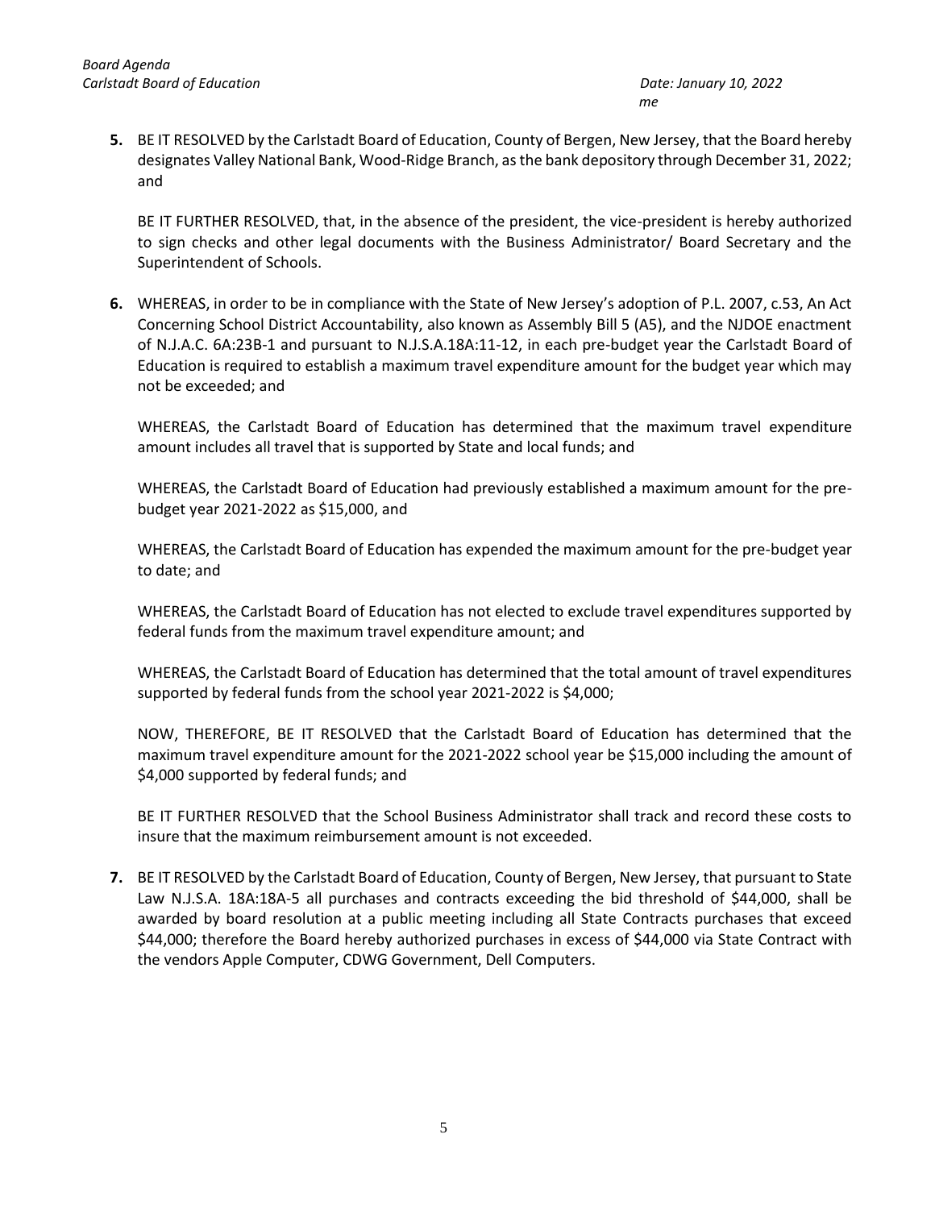**5.** BE IT RESOLVED by the Carlstadt Board of Education, County of Bergen, New Jersey, that the Board hereby designates Valley National Bank, Wood-Ridge Branch, as the bank depository through December 31, 2022; and

BE IT FURTHER RESOLVED, that, in the absence of the president, the vice-president is hereby authorized to sign checks and other legal documents with the Business Administrator/ Board Secretary and the Superintendent of Schools.

**6.** WHEREAS, in order to be in compliance with the State of New Jersey's adoption of P.L. 2007, c.53, An Act Concerning School District Accountability, also known as Assembly Bill 5 (A5), and the NJDOE enactment of N.J.A.C. 6A:23B-1 and pursuant to N.J.S.A.18A:11-12, in each pre-budget year the Carlstadt Board of Education is required to establish a maximum travel expenditure amount for the budget year which may not be exceeded; and

WHEREAS, the Carlstadt Board of Education has determined that the maximum travel expenditure amount includes all travel that is supported by State and local funds; and

WHEREAS, the Carlstadt Board of Education had previously established a maximum amount for the pre-budget year 2021-2022 as $15,000, and

WHEREAS, the Carlstadt Board of Education has expended the maximum amount for the pre-budget year to date; and

WHEREAS, the Carlstadt Board of Education has not elected to exclude travel expenditures supported by federal funds from the maximum travel expenditure amount; and

WHEREAS, the Carlstadt Board of Education has determined that the total amount of travel expenditures supported by federal funds from the school year 2021-2022 is $4,000;

NOW, THEREFORE, BE IT RESOLVED that the Carlstadt Board of Education has determined that the maximum travel expenditure amount for the 2021-2022 school year be $15,000 including the amount of $4,000 supported by federal funds; and

BE IT FURTHER RESOLVED that the School Business Administrator shall track and record these costs to insure that the maximum reimbursement amount is not exceeded.

**7.** BE IT RESOLVED by the Carlstadt Board of Education, County of Bergen, New Jersey, that pursuant to State Law N.J.S.A. 18A:18A-5 all purchases and contracts exceeding the bid threshold of $44,000, shall be awarded by board resolution at a public meeting including all State Contracts purchases that exceed $44,000; therefore the Board hereby authorized purchases in excess of $44,000 via State Contract with the vendors Apple Computer, CDWG Government, Dell Computers.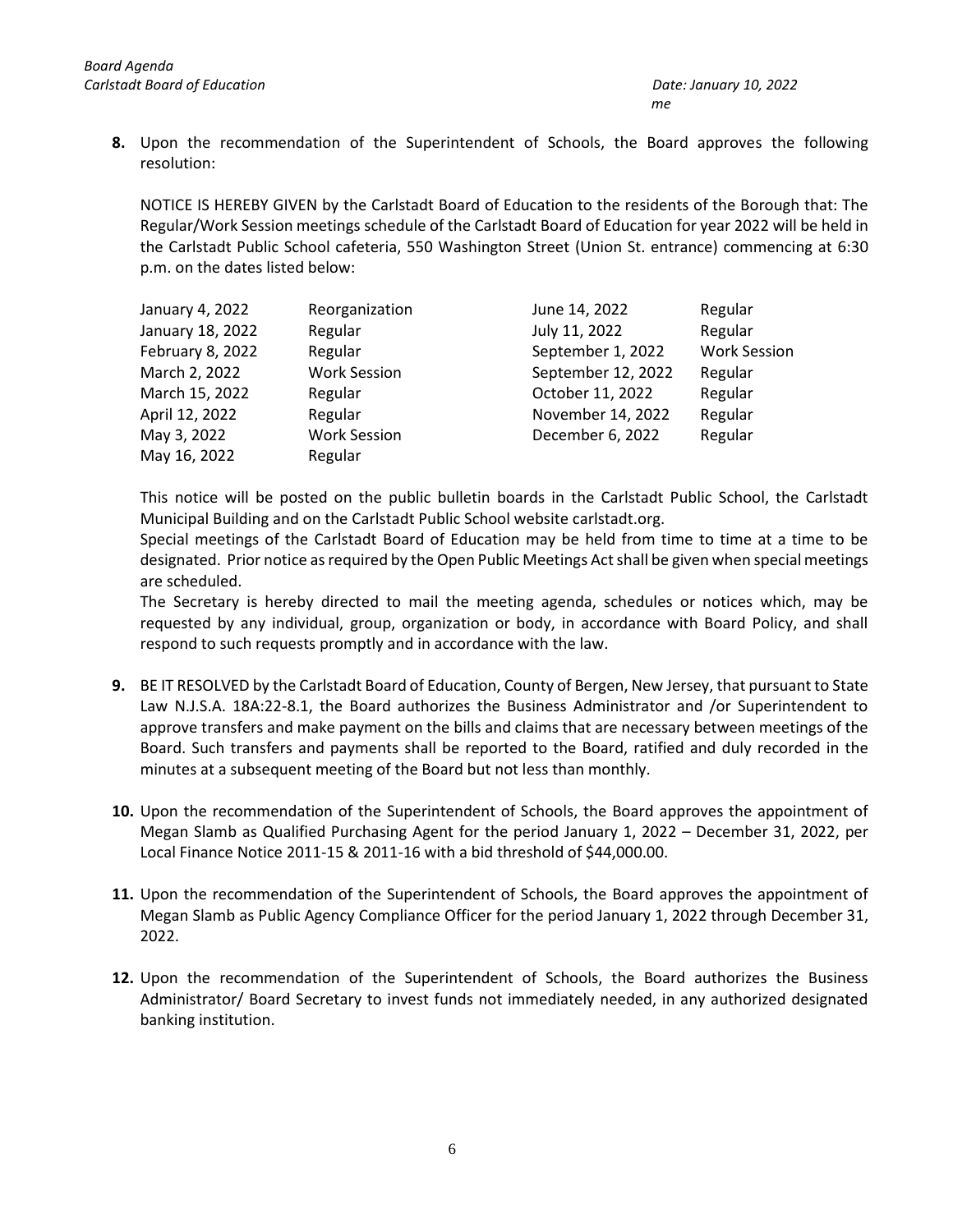**8.** Upon the recommendation of the Superintendent of Schools, the Board approves the following resolution:

NOTICE IS HEREBY GIVEN by the Carlstadt Board of Education to the residents of the Borough that: The Regular/Work Session meetings schedule of the Carlstadt Board of Education for year 2022 will be held in the Carlstadt Public School cafeteria, 550 Washington Street (Union St. entrance) commencing at 6:30 p.m. on the dates listed below:

| | | | |
|---|---|---|---|
| January 4, 2022 | Reorganization | June 14, 2022 | Regular |
| January 18, 2022 | Regular | July 11, 2022 | Regular |
| February 8, 2022 | Regular | September 1, 2022 | Work Session |
| March 2, 2022 | Work Session | September 12, 2022 | Regular |
| March 15, 2022 | Regular | October 11, 2022 | Regular |
| April 12, 2022 | Regular | November 14, 2022 | Regular |
| May 3, 2022 | Work Session | December 6, 2022 | Regular |
| May 16, 2022 | Regular | | |

This notice will be posted on the public bulletin boards in the Carlstadt Public School, the Carlstadt Municipal Building and on the Carlstadt Public School website carlstadt.org.

Special meetings of the Carlstadt Board of Education may be held from time to time at a time to be designated. Prior notice as required by the Open Public Meetings Act shall be given when special meetings are scheduled.

The Secretary is hereby directed to mail the meeting agenda, schedules or notices which, may be requested by any individual, group, organization or body, in accordance with Board Policy, and shall respond to such requests promptly and in accordance with the law.

**9.** BE IT RESOLVED by the Carlstadt Board of Education, County of Bergen, New Jersey, that pursuant to State Law N.J.S.A. 18A:22-8.1, the Board authorizes the Business Administrator and /or Superintendent to approve transfers and make payment on the bills and claims that are necessary between meetings of the Board. Such transfers and payments shall be reported to the Board, ratified and duly recorded in the minutes at a subsequent meeting of the Board but not less than monthly.

**10.** Upon the recommendation of the Superintendent of Schools, the Board approves the appointment of Megan Slamb as Qualified Purchasing Agent for the period January 1, 2022 – December 31, 2022, per Local Finance Notice 2011-15 & 2011-16 with a bid threshold of $44,000.00.

**11.** Upon the recommendation of the Superintendent of Schools, the Board approves the appointment of Megan Slamb as Public Agency Compliance Officer for the period January 1, 2022 through December 31, 2022.

**12.** Upon the recommendation of the Superintendent of Schools, the Board authorizes the Business Administrator/ Board Secretary to invest funds not immediately needed, in any authorized designated banking institution.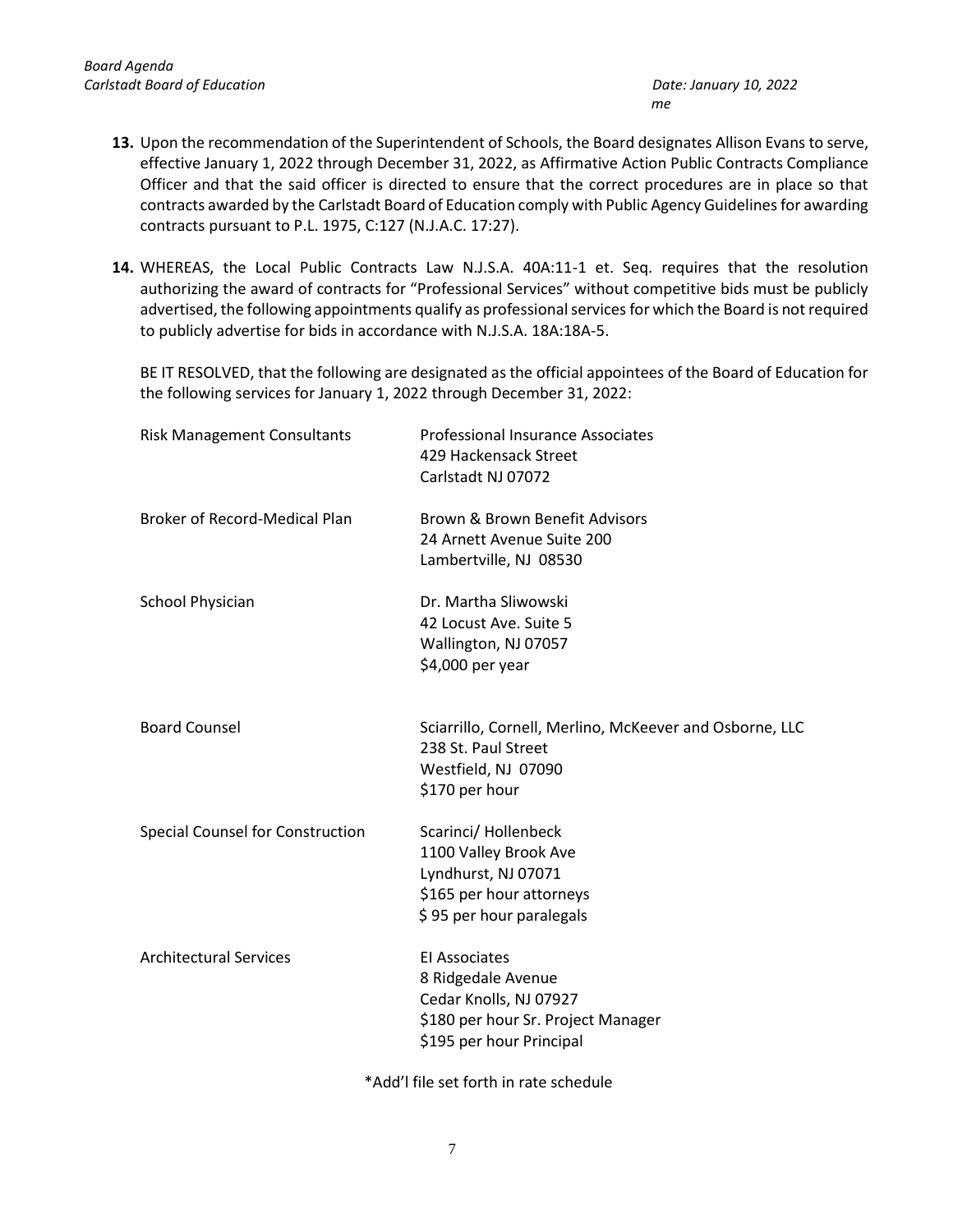13. Upon the recommendation of the Superintendent of Schools, the Board designates Allison Evans to serve, effective January 1, 2022 through December 31, 2022, as Affirmative Action Public Contracts Compliance Officer and that the said officer is directed to ensure that the correct procedures are in place so that contracts awarded by the Carlstadt Board of Education comply with Public Agency Guidelines for awarding contracts pursuant to P.L. 1975, C:127 (N.J.A.C. 17:27).

14. WHEREAS, the Local Public Contracts Law N.J.S.A. 40A:11-1 et. Seq. requires that the resolution authorizing the award of contracts for "Professional Services" without competitive bids must be publicly advertised, the following appointments qualify as professional services for which the Board is not required to publicly advertise for bids in accordance with N.J.S.A. 18A:18A-5.

    BE IT RESOLVED, that the following are designated as the official appointees of the Board of Education for the following services for January 1, 2022 through December 31, 2022:

| | |
|---|---|
| Risk Management Consultants | Professional Insurance Associates<br>429 Hackensack Street<br>Carlstadt NJ 07072 |
| Broker of Record-Medical Plan | Brown & Brown Benefit Advisors<br>24 Arnett Avenue Suite 200<br>Lambertville, NJ 08530 |
| School Physician | Dr. Martha Sliwowski<br>42 Locust Ave. Suite 5<br>Wallington, NJ 07057<br>$4,000 per year |
| Board Counsel | Sciarrillo, Cornell, Merlino, McKeever and Osborne, LLC<br>238 St. Paul Street<br>Westfield, NJ 07090<br>$170 per hour |
| Special Counsel for Construction | Scarinci/ Hollenbeck<br>1100 Valley Brook Ave<br>Lyndhurst, NJ 07071<br>$165 per hour attorneys<br>$ 95 per hour paralegals |
| Architectural Services | EI Associates<br>8 Ridgedale Avenue<br>Cedar Knolls, NJ 07927<br>$180 per hour Sr. Project Manager<br>$195 per hour Principal |

*Add'l file set forth in rate schedule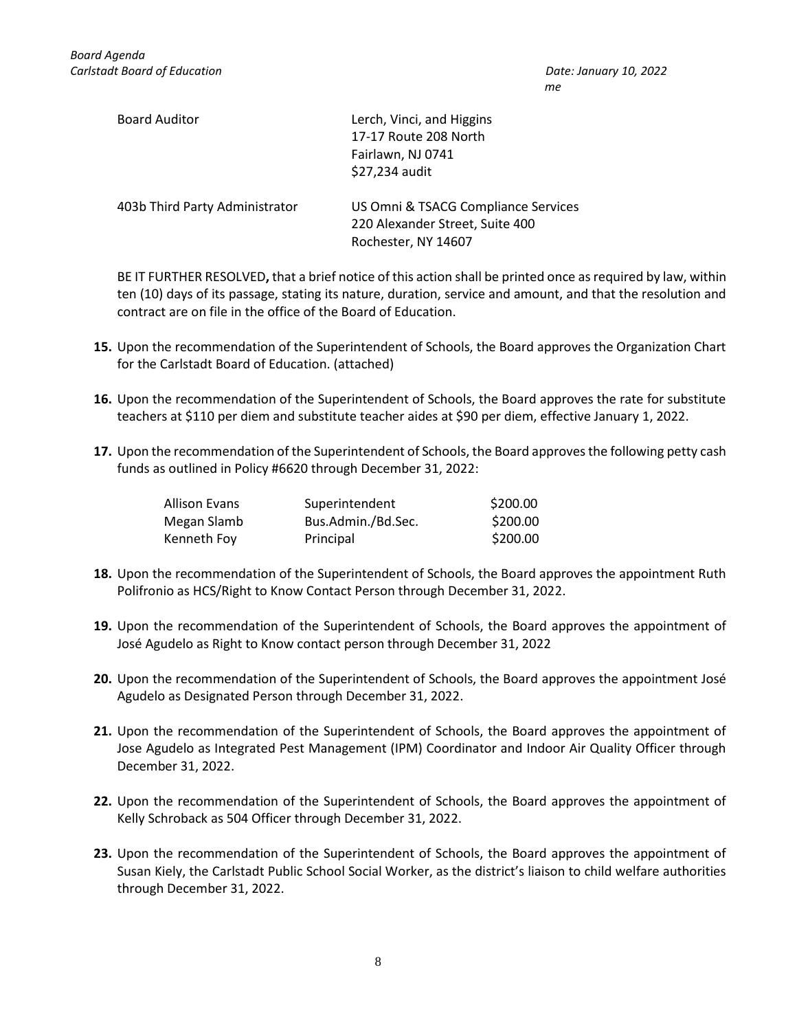| | |
|---|---|
| Board Auditor | Lerch, Vinci, and Higgins<br>17-17 Route 208 North<br>Fairlawn, NJ 0741<br>$27,234 audit |
| 403b Third Party Administrator | US Omni & TSACG Compliance Services<br>220 Alexander Street, Suite 400<br>Rochester, NY 14607 |

BE IT FURTHER RESOLVED**,** that a brief notice of this action shall be printed once as required by law, within ten (10) days of its passage, stating its nature, duration, service and amount, and that the resolution and contract are on file in the office of the Board of Education.

**15.** Upon the recommendation of the Superintendent of Schools, the Board approves the Organization Chart for the Carlstadt Board of Education. (attached)

**16.** Upon the recommendation of the Superintendent of Schools, the Board approves the rate for substitute teachers at $110 per diem and substitute teacher aides at $90 per diem, effective January 1, 2022.

**17.** Upon the recommendation of the Superintendent of Schools, the Board approves the following petty cash funds as outlined in Policy #6620 through December 31, 2022:

| | | |
|---|---|---|
| Allison Evans | Superintendent | $200.00 |
| Megan Slamb | Bus.Admin./Bd.Sec. | $200.00 |
| Kenneth Foy | Principal | $200.00 |

**18.** Upon the recommendation of the Superintendent of Schools, the Board approves the appointment Ruth Polifronio as HCS/Right to Know Contact Person through December 31, 2022.

**19.** Upon the recommendation of the Superintendent of Schools, the Board approves the appointment of José Agudelo as Right to Know contact person through December 31, 2022

**20.** Upon the recommendation of the Superintendent of Schools, the Board approves the appointment José Agudelo as Designated Person through December 31, 2022.

**21.** Upon the recommendation of the Superintendent of Schools, the Board approves the appointment of Jose Agudelo as Integrated Pest Management (IPM) Coordinator and Indoor Air Quality Officer through December 31, 2022.

**22.** Upon the recommendation of the Superintendent of Schools, the Board approves the appointment of Kelly Schroback as 504 Officer through December 31, 2022.

**23.** Upon the recommendation of the Superintendent of Schools, the Board approves the appointment of Susan Kiely, the Carlstadt Public School Social Worker, as the district's liaison to child welfare authorities through December 31, 2022.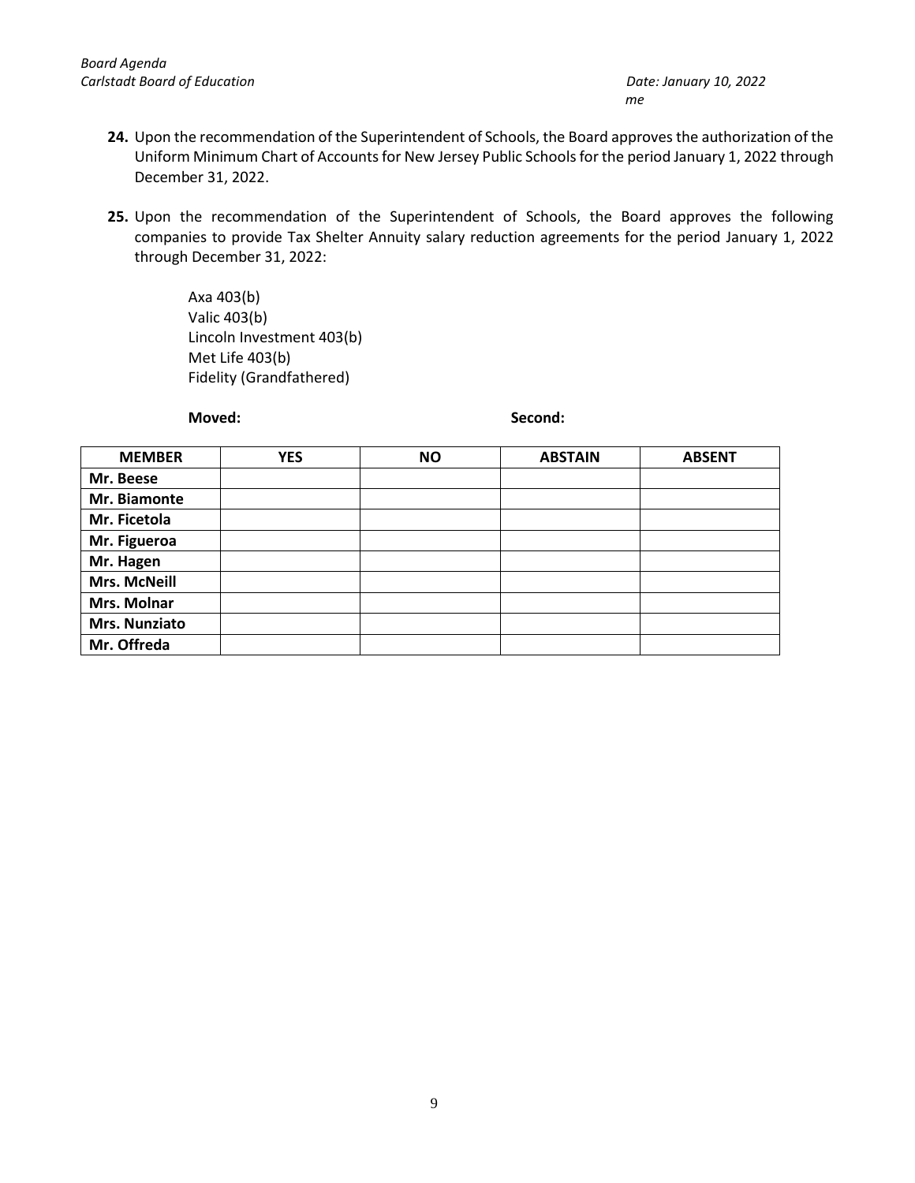**24.** Upon the recommendation of the Superintendent of Schools, the Board approves the authorization of the Uniform Minimum Chart of Accounts for New Jersey Public Schools for the period January 1, 2022 through December 31, 2022.

**25.** Upon the recommendation of the Superintendent of Schools, the Board approves the following companies to provide Tax Shelter Annuity salary reduction agreements for the period January 1, 2022 through December 31, 2022:

Axa 403(b)
Valic 403(b)
Lincoln Investment 403(b)
Met Life 403(b)
Fidelity (Grandfathered)

**Moved:** **Second:**

| MEMBER | YES | NO | ABSTAIN | ABSENT |
|---|---|---|---|---|
| **Mr. Beese** | | | | |
| **Mr. Biamonte** | | | | |
| **Mr. Ficetola** | | | | |
| **Mr. Figueroa** | | | | |
| **Mr. Hagen** | | | | |
| **Mrs. McNeill** | | | | |
| **Mrs. Molnar** | | | | |
| **Mrs. Nunziato** | | | | |
| **Mr. Offreda** | | | | |